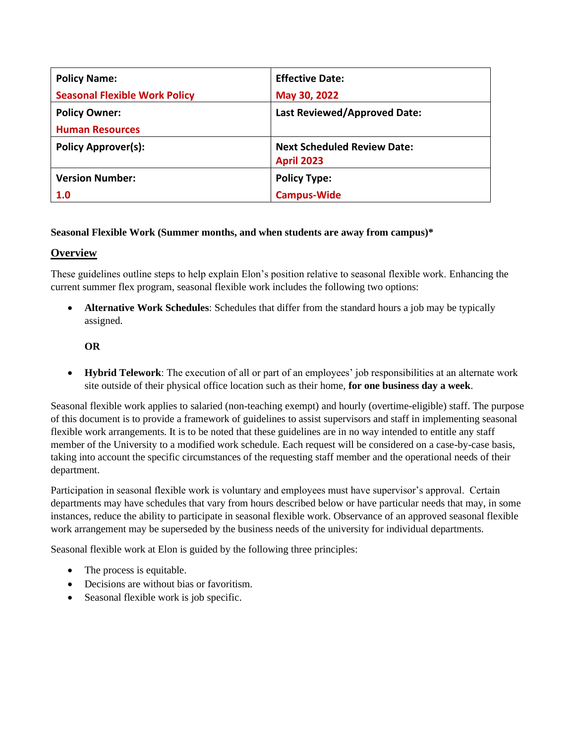| **Policy Name:**<br>**Seasonal Flexible Work Policy** | **Effective Date:**<br>**May 30, 2022** |
| --- | --- |
| **Policy Owner:**<br>**Human Resources** | **Last Reviewed/Approved Date:** |
| **Policy Approver(s):** | **Next Scheduled Review Date:**<br>**April 2023** |
| **Version Number:**<br>**1.0** | **Policy Type:**<br>**Campus-Wide** |

**Seasonal Flexible Work (Summer months, and when students are away from campus)***

## Overview

These guidelines outline steps to help explain Elon's position relative to seasonal flexible work. Enhancing the current summer flex program, seasonal flexible work includes the following two options:

- **Alternative Work Schedules**: Schedules that differ from the standard hours a job may be typically assigned.

  **OR**

- **Hybrid Telework**: The execution of all or part of an employees' job responsibilities at an alternate work site outside of their physical office location such as their home, **for one business day a week**.

Seasonal flexible work applies to salaried (non-teaching exempt) and hourly (overtime-eligible) staff. The purpose of this document is to provide a framework of guidelines to assist supervisors and staff in implementing seasonal flexible work arrangements. It is to be noted that these guidelines are in no way intended to entitle any staff member of the University to a modified work schedule. Each request will be considered on a case-by-case basis, taking into account the specific circumstances of the requesting staff member and the operational needs of their department.

Participation in seasonal flexible work is voluntary and employees must have supervisor's approval. Certain departments may have schedules that vary from hours described below or have particular needs that may, in some instances, reduce the ability to participate in seasonal flexible work. Observance of an approved seasonal flexible work arrangement may be superseded by the business needs of the university for individual departments.

Seasonal flexible work at Elon is guided by the following three principles:

- The process is equitable.
- Decisions are without bias or favoritism.
- Seasonal flexible work is job specific.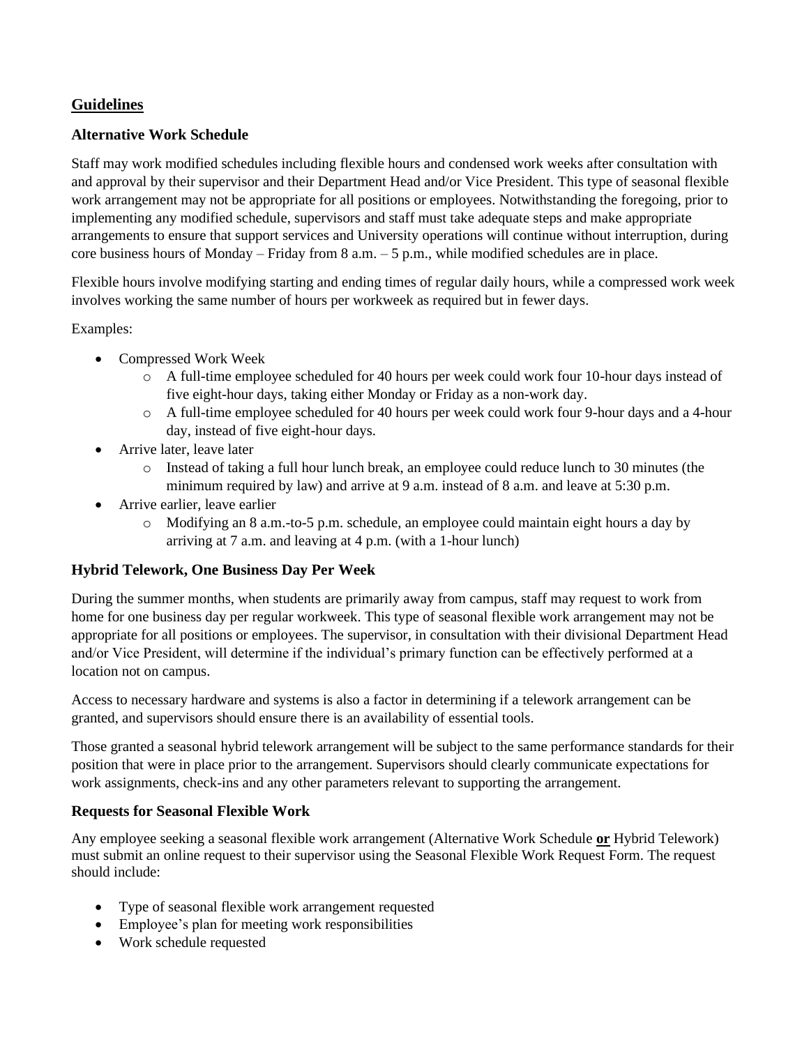## Guidelines

### Alternative Work Schedule

Staff may work modified schedules including flexible hours and condensed work weeks after consultation with and approval by their supervisor and their Department Head and/or Vice President. This type of seasonal flexible work arrangement may not be appropriate for all positions or employees. Notwithstanding the foregoing, prior to implementing any modified schedule, supervisors and staff must take adequate steps and make appropriate arrangements to ensure that support services and University operations will continue without interruption, during core business hours of Monday – Friday from 8 a.m. – 5 p.m., while modified schedules are in place.

Flexible hours involve modifying starting and ending times of regular daily hours, while a compressed work week involves working the same number of hours per workweek as required but in fewer days.

Examples:

- Compressed Work Week
  - A full-time employee scheduled for 40 hours per week could work four 10-hour days instead of five eight-hour days, taking either Monday or Friday as a non-work day.
  - A full-time employee scheduled for 40 hours per week could work four 9-hour days and a 4-hour day, instead of five eight-hour days.
- Arrive later, leave later
  - Instead of taking a full hour lunch break, an employee could reduce lunch to 30 minutes (the minimum required by law) and arrive at 9 a.m. instead of 8 a.m. and leave at 5:30 p.m.
- Arrive earlier, leave earlier
  - Modifying an 8 a.m.-to-5 p.m. schedule, an employee could maintain eight hours a day by arriving at 7 a.m. and leaving at 4 p.m. (with a 1-hour lunch)

### Hybrid Telework, One Business Day Per Week

During the summer months, when students are primarily away from campus, staff may request to work from home for one business day per regular workweek. This type of seasonal flexible work arrangement may not be appropriate for all positions or employees. The supervisor, in consultation with their divisional Department Head and/or Vice President, will determine if the individual's primary function can be effectively performed at a location not on campus.

Access to necessary hardware and systems is also a factor in determining if a telework arrangement can be granted, and supervisors should ensure there is an availability of essential tools.

Those granted a seasonal hybrid telework arrangement will be subject to the same performance standards for their position that were in place prior to the arrangement. Supervisors should clearly communicate expectations for work assignments, check-ins and any other parameters relevant to supporting the arrangement.

### Requests for Seasonal Flexible Work

Any employee seeking a seasonal flexible work arrangement (Alternative Work Schedule **or** Hybrid Telework) must submit an online request to their supervisor using the Seasonal Flexible Work Request Form. The request should include:

- Type of seasonal flexible work arrangement requested
- Employee's plan for meeting work responsibilities
- Work schedule requested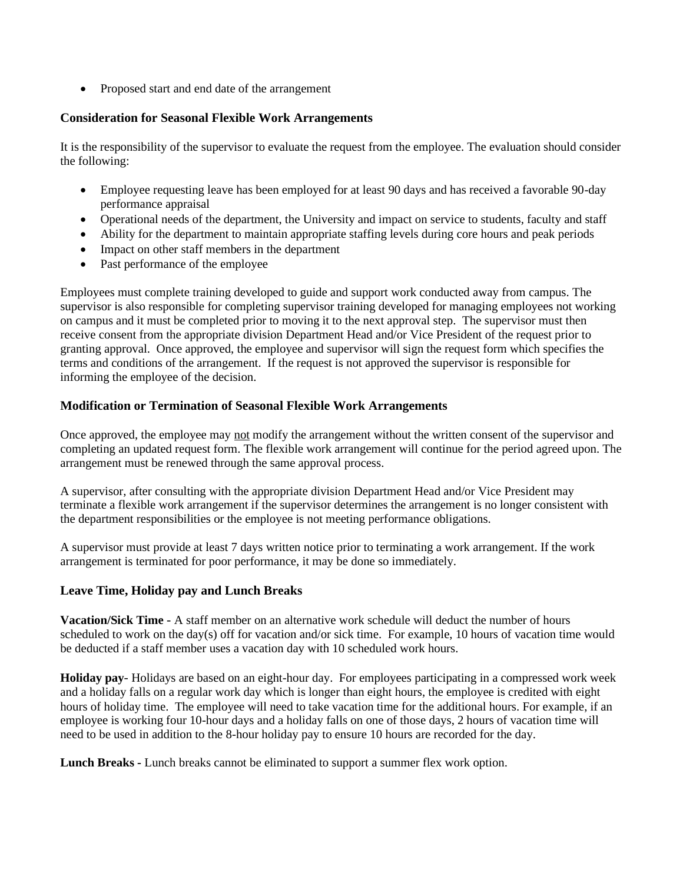- Proposed start and end date of the arrangement

### Consideration for Seasonal Flexible Work Arrangements

It is the responsibility of the supervisor to evaluate the request from the employee. The evaluation should consider the following:

- Employee requesting leave has been employed for at least 90 days and has received a favorable 90-day performance appraisal
- Operational needs of the department, the University and impact on service to students, faculty and staff
- Ability for the department to maintain appropriate staffing levels during core hours and peak periods
- Impact on other staff members in the department
- Past performance of the employee

Employees must complete training developed to guide and support work conducted away from campus. The supervisor is also responsible for completing supervisor training developed for managing employees not working on campus and it must be completed prior to moving it to the next approval step. The supervisor must then receive consent from the appropriate division Department Head and/or Vice President of the request prior to granting approval. Once approved, the employee and supervisor will sign the request form which specifies the terms and conditions of the arrangement. If the request is not approved the supervisor is responsible for informing the employee of the decision.

### Modification or Termination of Seasonal Flexible Work Arrangements

Once approved, the employee may <u>not</u> modify the arrangement without the written consent of the supervisor and completing an updated request form. The flexible work arrangement will continue for the period agreed upon. The arrangement must be renewed through the same approval process.

A supervisor, after consulting with the appropriate division Department Head and/or Vice President may terminate a flexible work arrangement if the supervisor determines the arrangement is no longer consistent with the department responsibilities or the employee is not meeting performance obligations.

A supervisor must provide at least 7 days written notice prior to terminating a work arrangement. If the work arrangement is terminated for poor performance, it may be done so immediately.

### Leave Time, Holiday pay and Lunch Breaks

**Vacation/Sick Time** - A staff member on an alternative work schedule will deduct the number of hours scheduled to work on the day(s) off for vacation and/or sick time. For example, 10 hours of vacation time would be deducted if a staff member uses a vacation day with 10 scheduled work hours.

**Holiday pay**- Holidays are based on an eight-hour day. For employees participating in a compressed work week and a holiday falls on a regular work day which is longer than eight hours, the employee is credited with eight hours of holiday time. The employee will need to take vacation time for the additional hours. For example, if an employee is working four 10-hour days and a holiday falls on one of those days, 2 hours of vacation time will need to be used in addition to the 8-hour holiday pay to ensure 10 hours are recorded for the day.

**Lunch Breaks** - Lunch breaks cannot be eliminated to support a summer flex work option.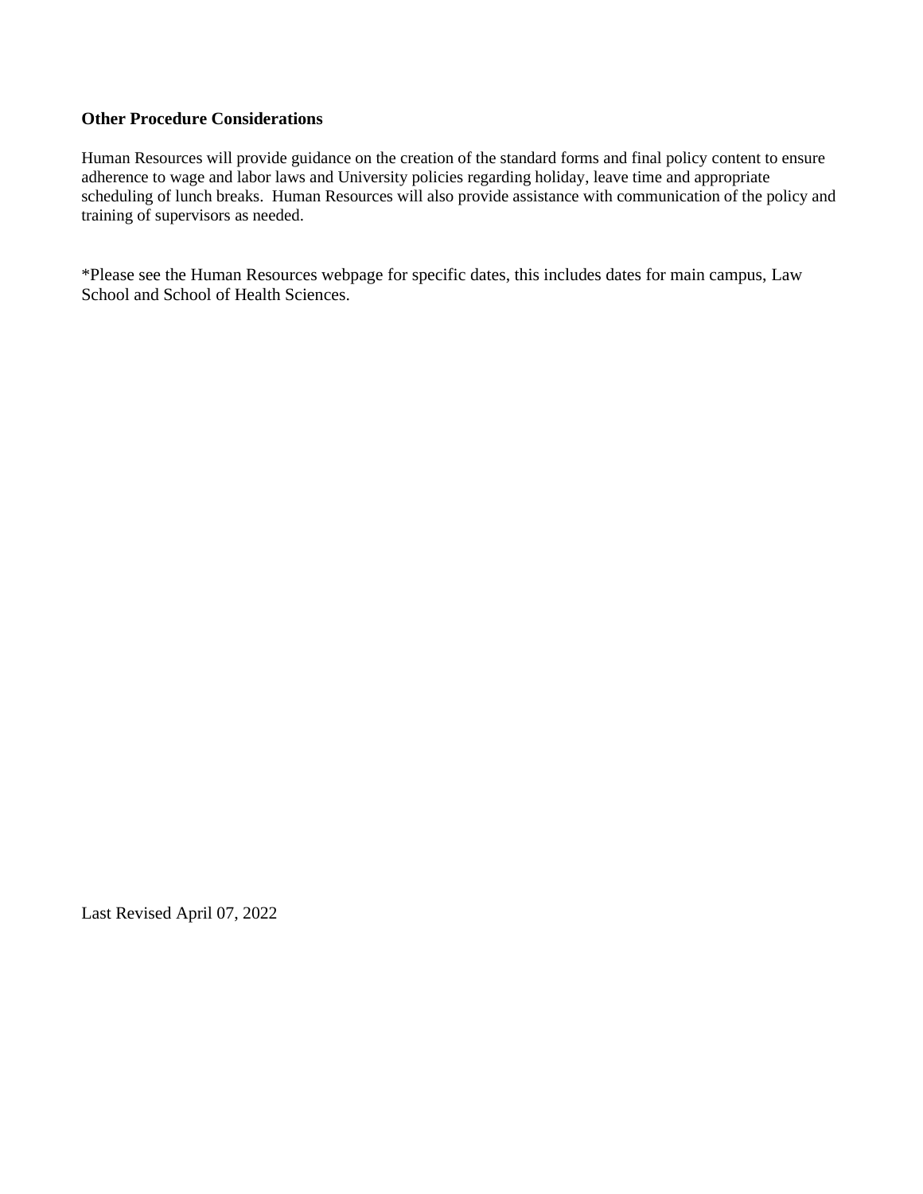**Other Procedure Considerations**

Human Resources will provide guidance on the creation of the standard forms and final policy content to ensure adherence to wage and labor laws and University policies regarding holiday, leave time and appropriate scheduling of lunch breaks. Human Resources will also provide assistance with communication of the policy and training of supervisors as needed.

*Please see the Human Resources webpage for specific dates, this includes dates for main campus, Law School and School of Health Sciences.

Last Revised April 07, 2022